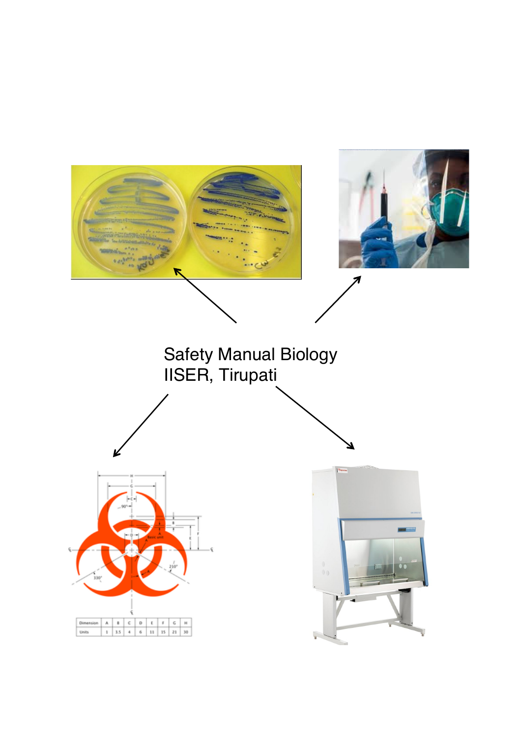# Safety Manual Biology
# IISER, Tirupati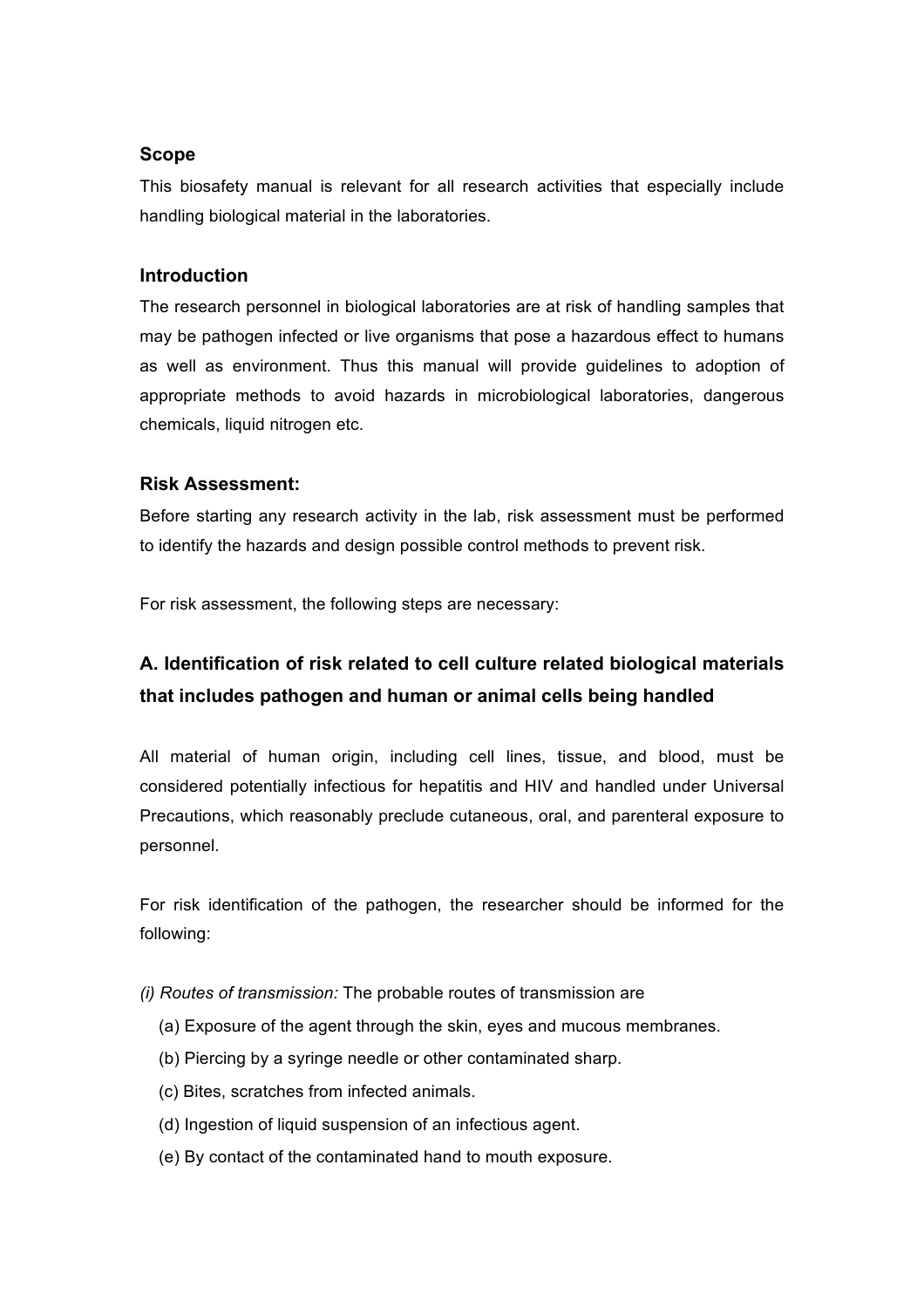### Scope

This biosafety manual is relevant for all research activities that especially include handling biological material in the laboratories.

### Introduction

The research personnel in biological laboratories are at risk of handling samples that may be pathogen infected or live organisms that pose a hazardous effect to humans as well as environment. Thus this manual will provide guidelines to adoption of appropriate methods to avoid hazards in microbiological laboratories, dangerous chemicals, liquid nitrogen etc.

### Risk Assessment:

Before starting any research activity in the lab, risk assessment must be performed to identify the hazards and design possible control methods to prevent risk.

For risk assessment, the following steps are necessary:

## A. Identification of risk related to cell culture related biological materials that includes pathogen and human or animal cells being handled

All material of human origin, including cell lines, tissue, and blood, must be considered potentially infectious for hepatitis and HIV and handled under Universal Precautions, which reasonably preclude cutaneous, oral, and parenteral exposure to personnel.

For risk identification of the pathogen, the researcher should be informed for the following:

*(i) Routes of transmission:* The probable routes of transmission are

(a) Exposure of the agent through the skin, eyes and mucous membranes.
(b) Piercing by a syringe needle or other contaminated sharp.
(c) Bites, scratches from infected animals.
(d) Ingestion of liquid suspension of an infectious agent.
(e) By contact of the contaminated hand to mouth exposure.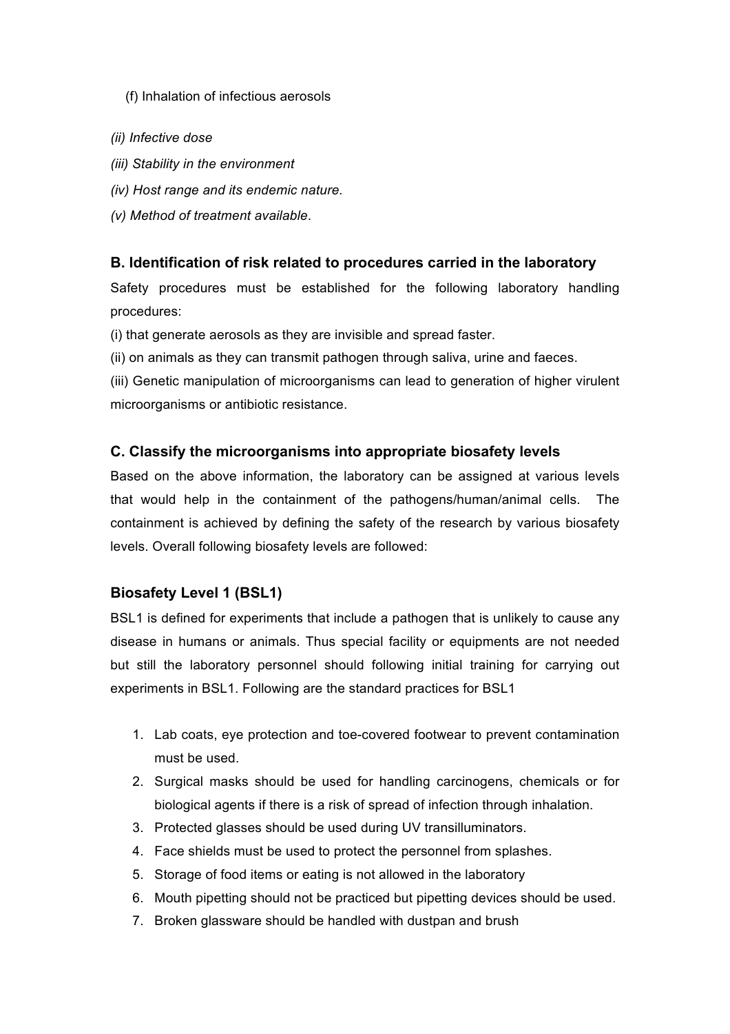(f) Inhalation of infectious aerosols

*(ii) Infective dose*

*(iii) Stability in the environment*

*(iv) Host range and its endemic nature.*

*(v) Method of treatment available*.

### B. Identification of risk related to procedures carried in the laboratory

Safety procedures must be established for the following laboratory handling procedures:

(i) that generate aerosols as they are invisible and spread faster.

(ii) on animals as they can transmit pathogen through saliva, urine and faeces.

(iii) Genetic manipulation of microorganisms can lead to generation of higher virulent microorganisms or antibiotic resistance.

### C. Classify the microorganisms into appropriate biosafety levels

Based on the above information, the laboratory can be assigned at various levels that would help in the containment of the pathogens/human/animal cells. The containment is achieved by defining the safety of the research by various biosafety levels. Overall following biosafety levels are followed:

### Biosafety Level 1 (BSL1)

BSL1 is defined for experiments that include a pathogen that is unlikely to cause any disease in humans or animals. Thus special facility or equipments are not needed but still the laboratory personnel should following initial training for carrying out experiments in BSL1. Following are the standard practices for BSL1

1. Lab coats, eye protection and toe-covered footwear to prevent contamination must be used.
2. Surgical masks should be used for handling carcinogens, chemicals or for biological agents if there is a risk of spread of infection through inhalation.
3. Protected glasses should be used during UV transilluminators.
4. Face shields must be used to protect the personnel from splashes.
5. Storage of food items or eating is not allowed in the laboratory
6. Mouth pipetting should not be practiced but pipetting devices should be used.
7. Broken glassware should be handled with dustpan and brush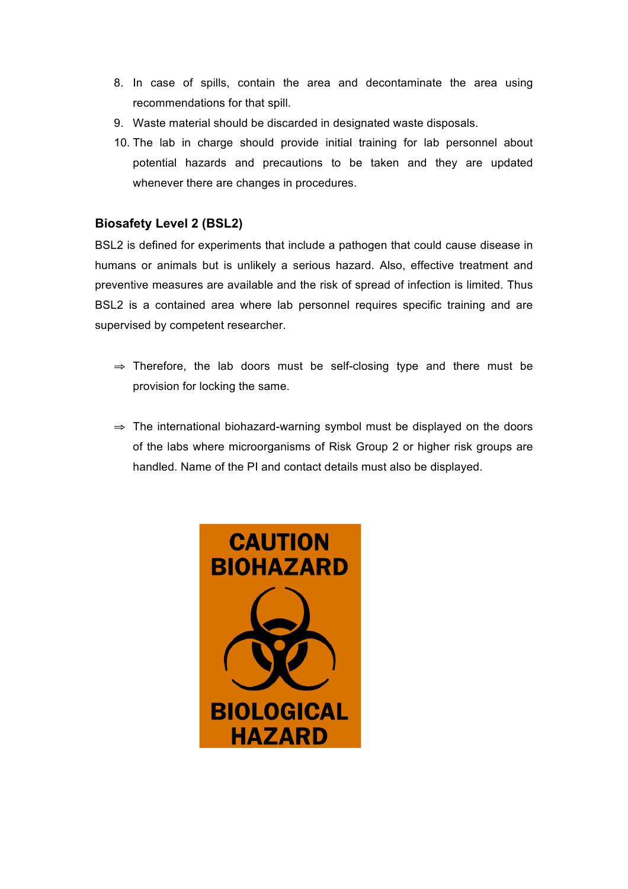8. In case of spills, contain the area and decontaminate the area using recommendations for that spill.
9. Waste material should be discarded in designated waste disposals.
10. The lab in charge should provide initial training for lab personnel about potential hazards and precautions to be taken and they are updated whenever there are changes in procedures.

### Biosafety Level 2 (BSL2)

BSL2 is defined for experiments that include a pathogen that could cause disease in humans or animals but is unlikely a serious hazard. Also, effective treatment and preventive measures are available and the risk of spread of infection is limited. Thus BSL2 is a contained area where lab personnel requires specific training and are supervised by competent researcher.

⇒ Therefore, the lab doors must be self-closing type and there must be provision for locking the same.

⇒ The international biohazard-warning symbol must be displayed on the doors of the labs where microorganisms of Risk Group 2 or higher risk groups are handled. Name of the PI and contact details must also be displayed.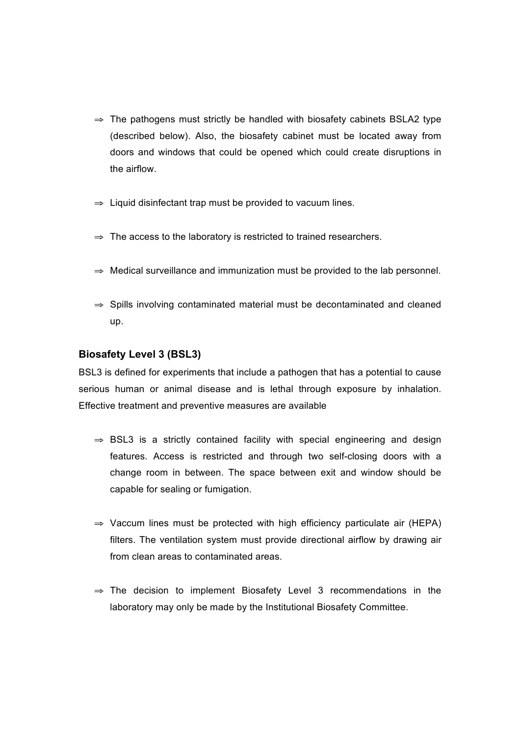- ⇒ The pathogens must strictly be handled with biosafety cabinets BSLA2 type (described below). Also, the biosafety cabinet must be located away from doors and windows that could be opened which could create disruptions in the airflow.

- ⇒ Liquid disinfectant trap must be provided to vacuum lines.

- ⇒ The access to the laboratory is restricted to trained researchers.

- ⇒ Medical surveillance and immunization must be provided to the lab personnel.

- ⇒ Spills involving contaminated material must be decontaminated and cleaned up.

### Biosafety Level 3 (BSL3)

BSL3 is defined for experiments that include a pathogen that has a potential to cause serious human or animal disease and is lethal through exposure by inhalation. Effective treatment and preventive measures are available

- ⇒ BSL3 is a strictly contained facility with special engineering and design features. Access is restricted and through two self-closing doors with a change room in between. The space between exit and window should be capable for sealing or fumigation.

- ⇒ Vaccum lines must be protected with high efficiency particulate air (HEPA) filters. The ventilation system must provide directional airflow by drawing air from clean areas to contaminated areas.

- ⇒ The decision to implement Biosafety Level 3 recommendations in the laboratory may only be made by the Institutional Biosafety Committee.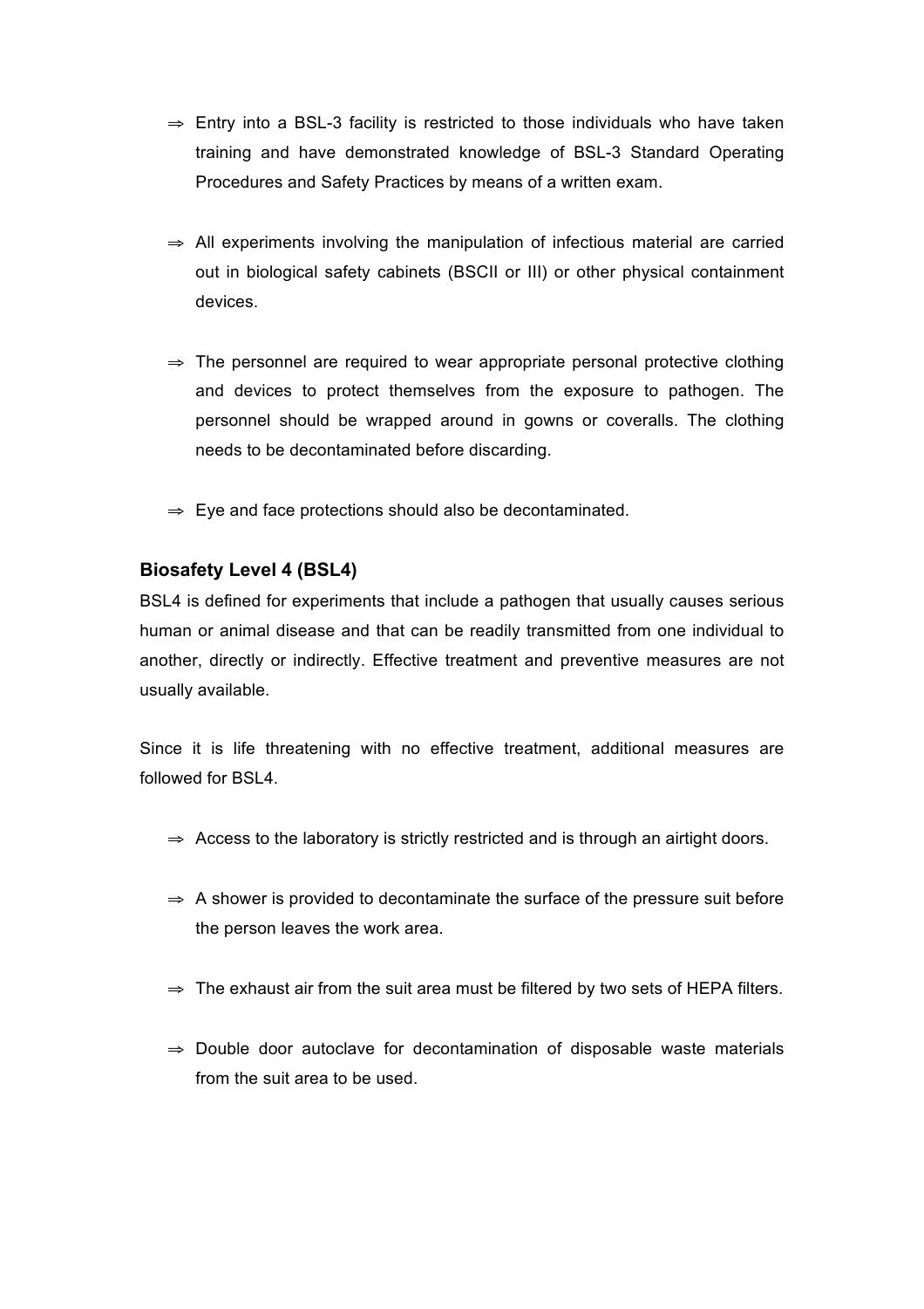- ⇒ Entry into a BSL-3 facility is restricted to those individuals who have taken training and have demonstrated knowledge of BSL-3 Standard Operating Procedures and Safety Practices by means of a written exam.

- ⇒ All experiments involving the manipulation of infectious material are carried out in biological safety cabinets (BSCII or III) or other physical containment devices.

- ⇒ The personnel are required to wear appropriate personal protective clothing and devices to protect themselves from the exposure to pathogen. The personnel should be wrapped around in gowns or coveralls. The clothing needs to be decontaminated before discarding.

- ⇒ Eye and face protections should also be decontaminated.

### Biosafety Level 4 (BSL4)

BSL4 is defined for experiments that include a pathogen that usually causes serious human or animal disease and that can be readily transmitted from one individual to another, directly or indirectly. Effective treatment and preventive measures are not usually available.

Since it is life threatening with no effective treatment, additional measures are followed for BSL4.

- ⇒ Access to the laboratory is strictly restricted and is through an airtight doors.

- ⇒ A shower is provided to decontaminate the surface of the pressure suit before the person leaves the work area.

- ⇒ The exhaust air from the suit area must be filtered by two sets of HEPA filters.

- ⇒ Double door autoclave for decontamination of disposable waste materials from the suit area to be used.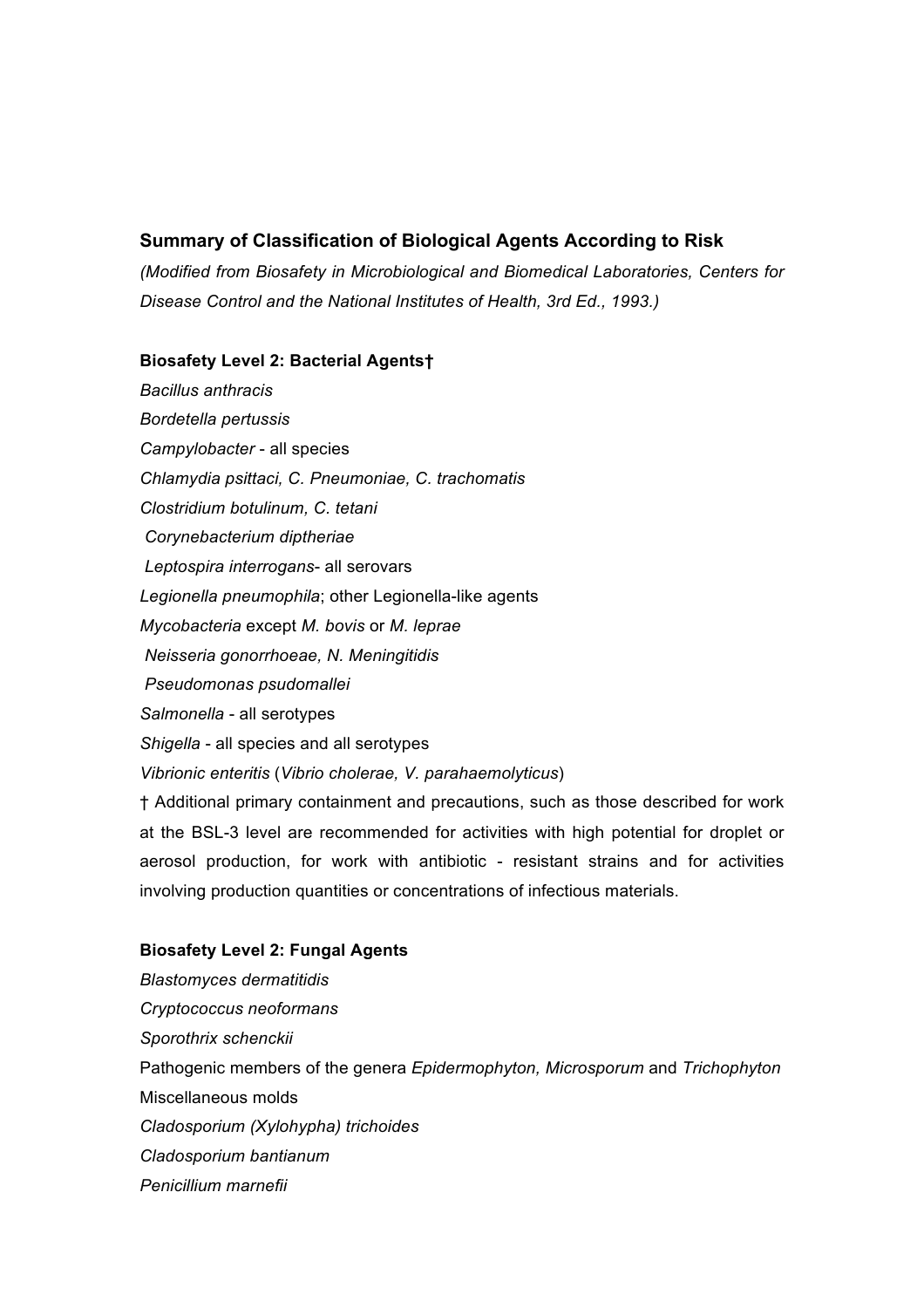## Summary of Classification of Biological Agents According to Risk

*(Modified from Biosafety in Microbiological and Biomedical Laboratories, Centers for Disease Control and the National Institutes of Health, 3rd Ed., 1993.)*

### Biosafety Level 2: Bacterial Agents†

*Bacillus anthracis*
*Bordetella pertussis*
*Campylobacter* - all species
*Chlamydia psittaci, C. Pneumoniae, C. trachomatis*
*Clostridium botulinum, C. tetani*
*Corynebacterium diptheriae*
*Leptospira interrogans*- all serovars
*Legionella pneumophila*; other Legionella-like agents
*Mycobacteria* except *M. bovis* or *M. leprae*
*Neisseria gonorrhoeae, N. Meningitidis*
*Pseudomonas psudomallei*
*Salmonella* - all serotypes
*Shigella* - all species and all serotypes
*Vibrionic enteritis* (*Vibrio cholerae, V. parahaemolyticus*)

† Additional primary containment and precautions, such as those described for work at the BSL-3 level are recommended for activities with high potential for droplet or aerosol production, for work with antibiotic - resistant strains and for activities involving production quantities or concentrations of infectious materials.

### Biosafety Level 2: Fungal Agents

*Blastomyces dermatitidis*
*Cryptococcus neoformans*
*Sporothrix schenckii*
Pathogenic members of the genera *Epidermophyton, Microsporum* and *Trichophyton*
Miscellaneous molds
*Cladosporium (Xylohypha) trichoides*
*Cladosporium bantianum*
*Penicillium marnefii*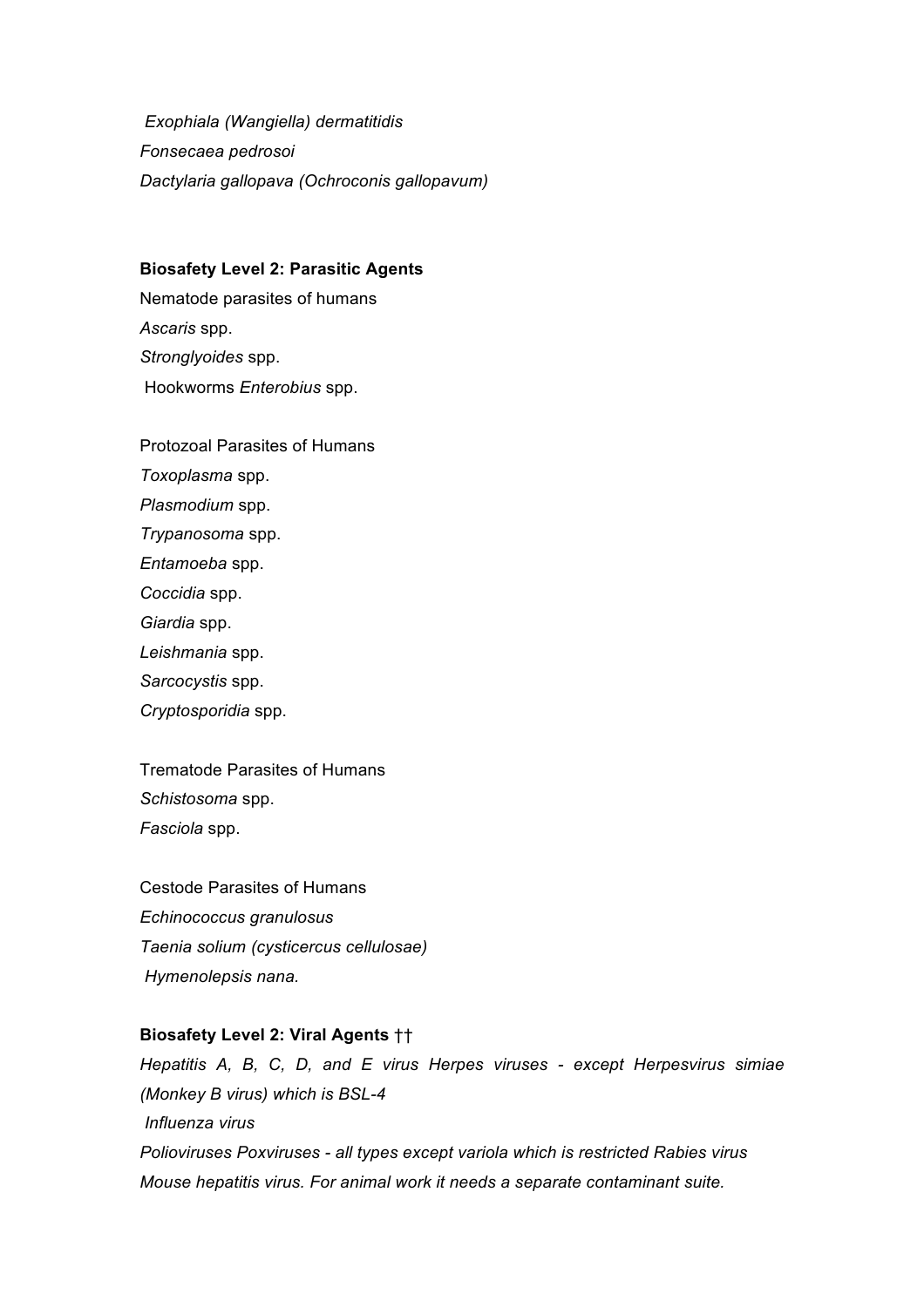*Exophiala (Wangiella) dermatitidis*
*Fonsecaea pedrosoi*
*Dactylaria gallopava (Ochroconis gallopavum)*

**Biosafety Level 2: Parasitic Agents**

Nematode parasites of humans
*Ascaris* spp.
*Stronglyoides* spp.
Hookworms *Enterobius* spp.

Protozoal Parasites of Humans
*Toxoplasma* spp.
*Plasmodium* spp.
*Trypanosoma* spp.
*Entamoeba* spp.
*Coccidia* spp.
*Giardia* spp.
*Leishmania* spp.
*Sarcocystis* spp.
*Cryptosporidia* spp.

Trematode Parasites of Humans
*Schistosoma* spp.
*Fasciola* spp.

Cestode Parasites of Humans
*Echinococcus granulosus*
*Taenia solium (cysticercus cellulosae)*
*Hymenolepsis nana.*

**Biosafety Level 2: Viral Agents** ††

*Hepatitis A, B, C, D, and E virus Herpes viruses - except Herpesvirus simiae (Monkey B virus) which is BSL-4*
*Influenza virus*
*Polioviruses Poxviruses - all types except variola which is restricted Rabies virus*
*Mouse hepatitis virus. For animal work it needs a separate contaminant suite.*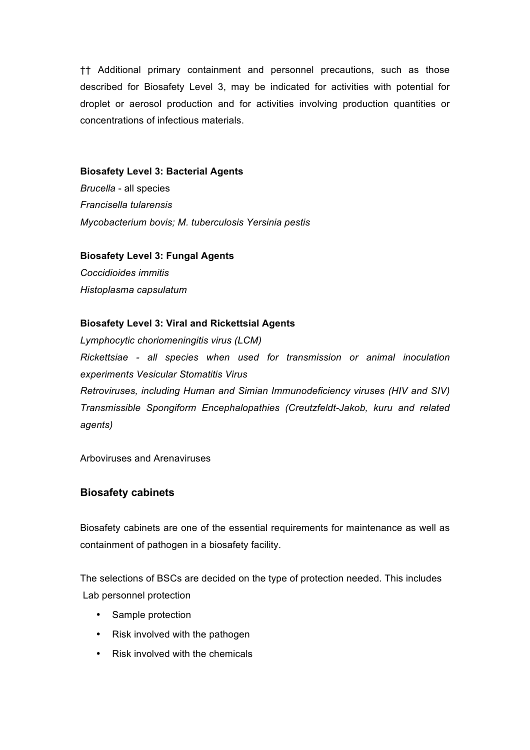†† Additional primary containment and personnel precautions, such as those described for Biosafety Level 3, may be indicated for activities with potential for droplet or aerosol production and for activities involving production quantities or concentrations of infectious materials.

**Biosafety Level 3: Bacterial Agents**

*Brucella* - all species

*Francisella tularensis*

*Mycobacterium bovis; M. tuberculosis Yersinia pestis*

**Biosafety Level 3: Fungal Agents**

*Coccidioides immitis*

*Histoplasma capsulatum*

**Biosafety Level 3: Viral and Rickettsial Agents**

*Lymphocytic choriomeningitis virus (LCM)*

*Rickettsiae - all species when used for transmission or animal inoculation experiments Vesicular Stomatitis Virus*

*Retroviruses, including Human and Simian Immunodeficiency viruses (HIV and SIV) Transmissible Spongiform Encephalopathies (Creutzfeldt-Jakob, kuru and related agents)*

Arboviruses and Arenaviruses

## Biosafety cabinets

Biosafety cabinets are one of the essential requirements for maintenance as well as containment of pathogen in a biosafety facility.

The selections of BSCs are decided on the type of protection needed. This includes Lab personnel protection

- Sample protection
- Risk involved with the pathogen
- Risk involved with the chemicals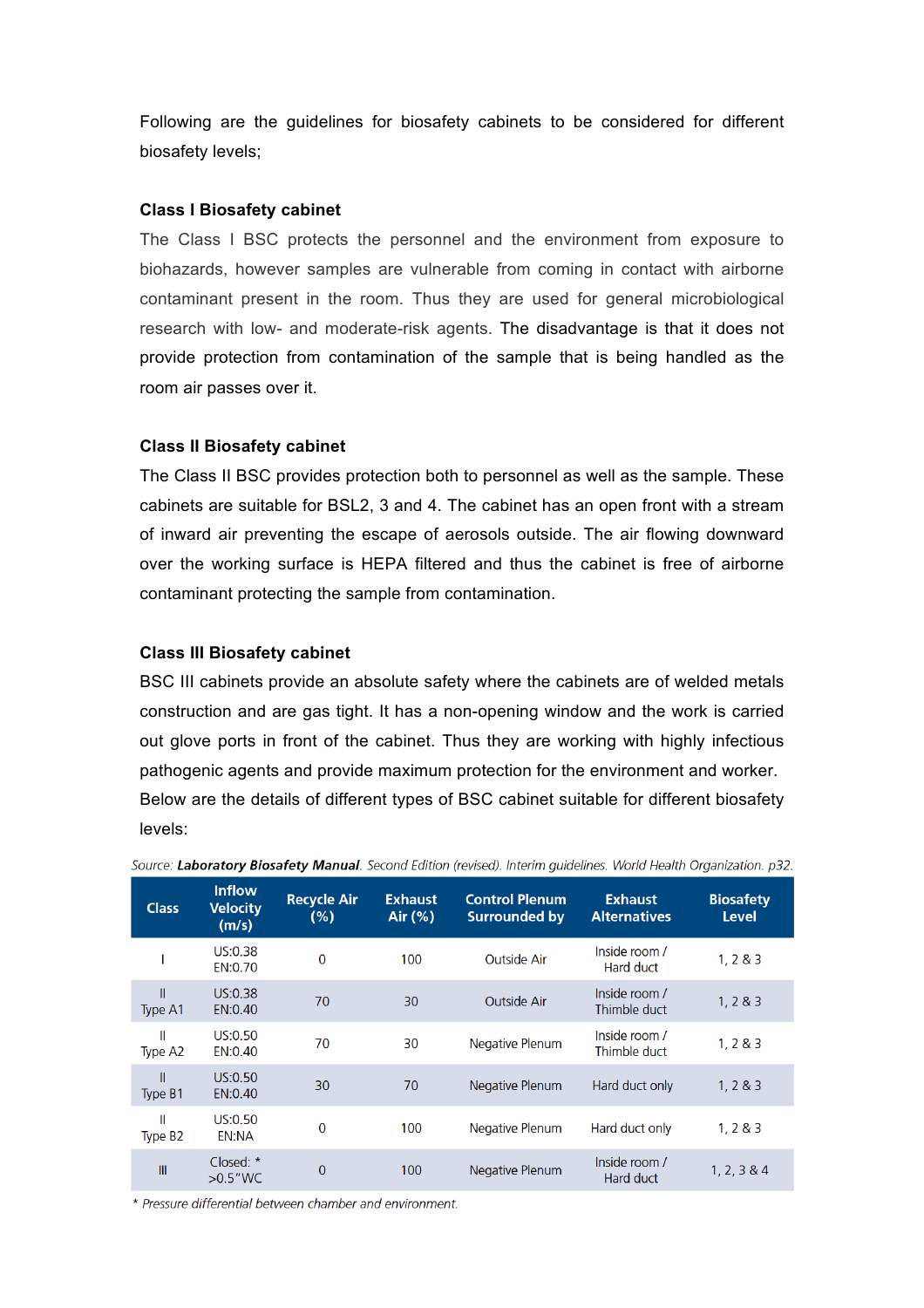Following are the guidelines for biosafety cabinets to be considered for different biosafety levels;

**Class I Biosafety cabinet**

The Class I BSC protects the personnel and the environment from exposure to biohazards, however samples are vulnerable from coming in contact with airborne contaminant present in the room. Thus they are used for general microbiological research with low- and moderate-risk agents. The disadvantage is that it does not provide protection from contamination of the sample that is being handled as the room air passes over it.

**Class II Biosafety cabinet**

The Class II BSC provides protection both to personnel as well as the sample. These cabinets are suitable for BSL2, 3 and 4. The cabinet has an open front with a stream of inward air preventing the escape of aerosols outside. The air flowing downward over the working surface is HEPA filtered and thus the cabinet is free of airborne contaminant protecting the sample from contamination.

**Class III Biosafety cabinet**

BSC III cabinets provide an absolute safety where the cabinets are of welded metals construction and are gas tight. It has a non-opening window and the work is carried out glove ports in front of the cabinet. Thus they are working with highly infectious pathogenic agents and provide maximum protection for the environment and worker.

Below are the details of different types of BSC cabinet suitable for different biosafety levels:

*Source: **Laboratory Biosafety Manual**. Second Edition (revised). Interim guidelines. World Health Organization. p32.*

| Class | Inflow Velocity (m/s) | Recycle Air (%) | Exhaust Air (%) | Control Plenum Surrounded by | Exhaust Alternatives | Biosafety Level |
|---|---|---|---|---|---|---|
| I | US:0.38 EN:0.70 | 0 | 100 | Outside Air | Inside room / Hard duct | 1, 2 & 3 |
| II Type A1 | US:0.38 EN:0.40 | 70 | 30 | Outside Air | Inside room / Thimble duct | 1, 2 & 3 |
| II Type A2 | US:0.50 EN:0.40 | 70 | 30 | Negative Plenum | Inside room / Thimble duct | 1, 2 & 3 |
| II Type B1 | US:0.50 EN:0.40 | 30 | 70 | Negative Plenum | Hard duct only | 1, 2 & 3 |
| II Type B2 | US:0.50 EN:NA | 0 | 100 | Negative Plenum | Hard duct only | 1, 2 & 3 |
| III | Closed: * >0.5"WC | 0 | 100 | Negative Plenum | Inside room / Hard duct | 1, 2, 3 & 4 |

*\* Pressure differential between chamber and environment.*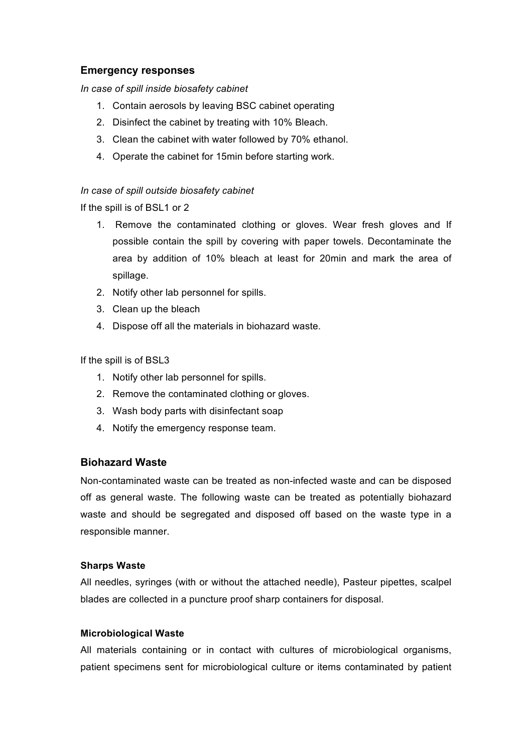## Emergency responses

*In case of spill inside biosafety cabinet*

1. Contain aerosols by leaving BSC cabinet operating
2. Disinfect the cabinet by treating with 10% Bleach.
3. Clean the cabinet with water followed by 70% ethanol.
4. Operate the cabinet for 15min before starting work.

*In case of spill outside biosafety cabinet*

If the spill is of BSL1 or 2

1. Remove the contaminated clothing or gloves. Wear fresh gloves and If possible contain the spill by covering with paper towels. Decontaminate the area by addition of 10% bleach at least for 20min and mark the area of spillage.
2. Notify other lab personnel for spills.
3. Clean up the bleach
4. Dispose off all the materials in biohazard waste.

If the spill is of BSL3

1. Notify other lab personnel for spills.
2. Remove the contaminated clothing or gloves.
3. Wash body parts with disinfectant soap
4. Notify the emergency response team.

## Biohazard Waste

Non-contaminated waste can be treated as non-infected waste and can be disposed off as general waste. The following waste can be treated as potentially biohazard waste and should be segregated and disposed off based on the waste type in a responsible manner.

### Sharps Waste

All needles, syringes (with or without the attached needle), Pasteur pipettes, scalpel blades are collected in a puncture proof sharp containers for disposal.

### Microbiological Waste

All materials containing or in contact with cultures of microbiological organisms, patient specimens sent for microbiological culture or items contaminated by patient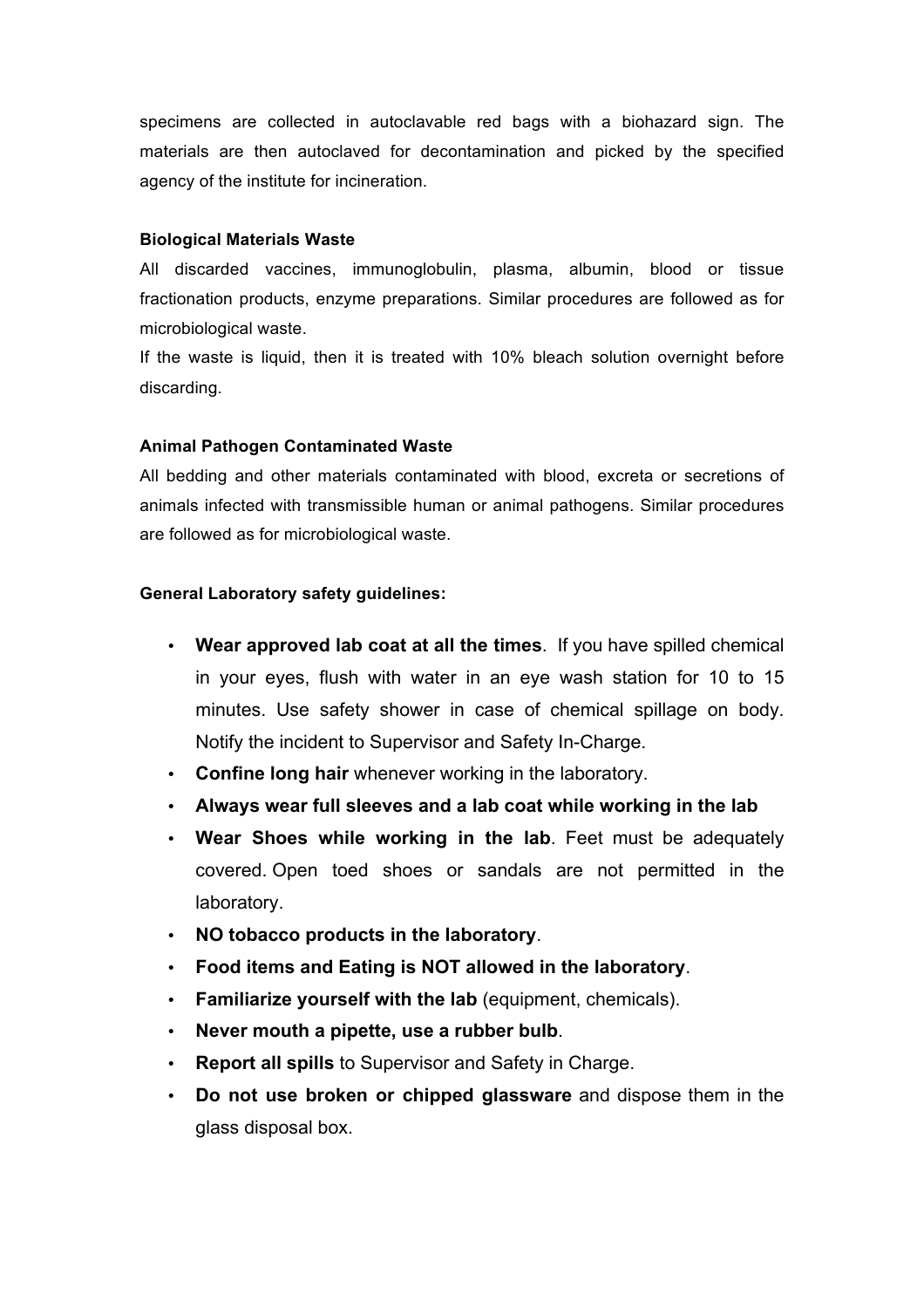specimens are collected in autoclavable red bags with a biohazard sign. The materials are then autoclaved for decontamination and picked by the specified agency of the institute for incineration.

#### Biological Materials Waste

All discarded vaccines, immunoglobulin, plasma, albumin, blood or tissue fractionation products, enzyme preparations. Similar procedures are followed as for microbiological waste.

If the waste is liquid, then it is treated with 10% bleach solution overnight before discarding.

#### Animal Pathogen Contaminated Waste

All bedding and other materials contaminated with blood, excreta or secretions of animals infected with transmissible human or animal pathogens. Similar procedures are followed as for microbiological waste.

#### General Laboratory safety guidelines:

- **Wear approved lab coat at all the times**. If you have spilled chemical in your eyes, flush with water in an eye wash station for 10 to 15 minutes. Use safety shower in case of chemical spillage on body. Notify the incident to Supervisor and Safety In-Charge.
- **Confine long hair** whenever working in the laboratory.
- **Always wear full sleeves and a lab coat while working in the lab**
- **Wear Shoes while working in the lab**. Feet must be adequately covered. Open toed shoes or sandals are not permitted in the laboratory.
- **NO tobacco products in the laboratory**.
- **Food items and Eating is NOT allowed in the laboratory**.
- **Familiarize yourself with the lab** (equipment, chemicals).
- **Never mouth a pipette, use a rubber bulb**.
- **Report all spills** to Supervisor and Safety in Charge.
- **Do not use broken or chipped glassware** and dispose them in the glass disposal box.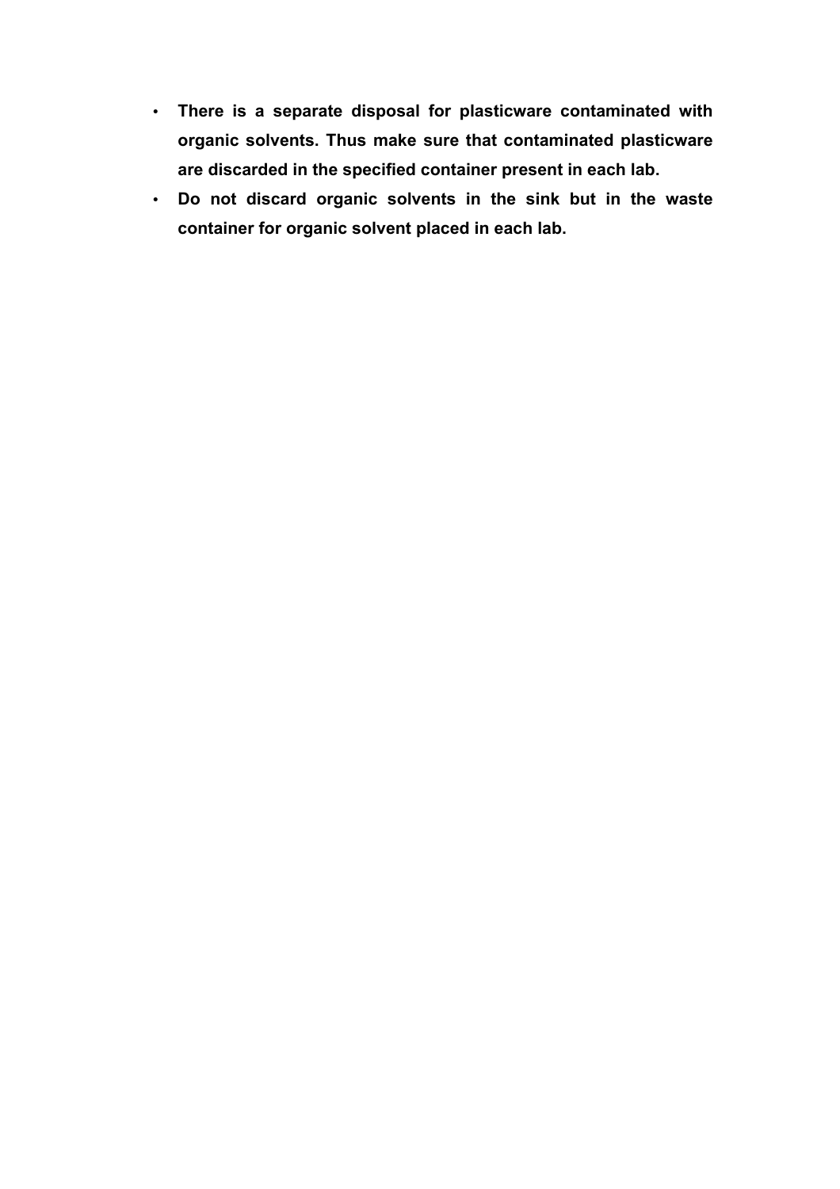- **There is a separate disposal for plasticware contaminated with organic solvents. Thus make sure that contaminated plasticware are discarded in the specified container present in each lab.**
- **Do not discard organic solvents in the sink but in the waste container for organic solvent placed in each lab.**